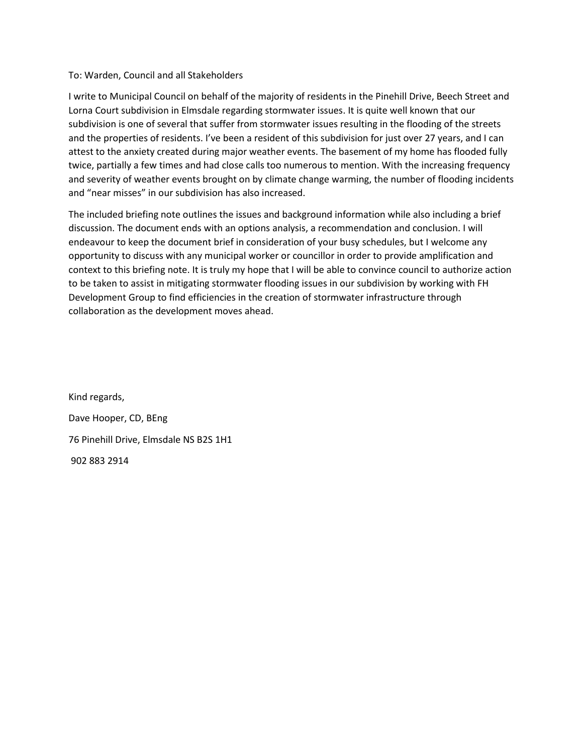To: Warden, Council and all Stakeholders

I write to Municipal Council on behalf of the majority of residents in the Pinehill Drive, Beech Street and Lorna Court subdivision in Elmsdale regarding stormwater issues. It is quite well known that our subdivision is one of several that suffer from stormwater issues resulting in the flooding of the streets and the properties of residents. I've been a resident of this subdivision for just over 27 years, and I can attest to the anxiety created during major weather events. The basement of my home has flooded fully twice, partially a few times and had close calls too numerous to mention. With the increasing frequency and severity of weather events brought on by climate change warming, the number of flooding incidents and "near misses" in our subdivision has also increased.

The included briefing note outlines the issues and background information while also including a brief discussion. The document ends with an options analysis, a recommendation and conclusion. I will endeavour to keep the document brief in consideration of your busy schedules, but I welcome any opportunity to discuss with any municipal worker or councillor in order to provide amplification and context to this briefing note. It is truly my hope that I will be able to convince council to authorize action to be taken to assist in mitigating stormwater flooding issues in our subdivision by working with FH Development Group to find efficiencies in the creation of stormwater infrastructure through collaboration as the development moves ahead.

Kind regards,

Dave Hooper, CD, BEng

76 Pinehill Drive, Elmsdale NS B2S 1H1

902 883 2914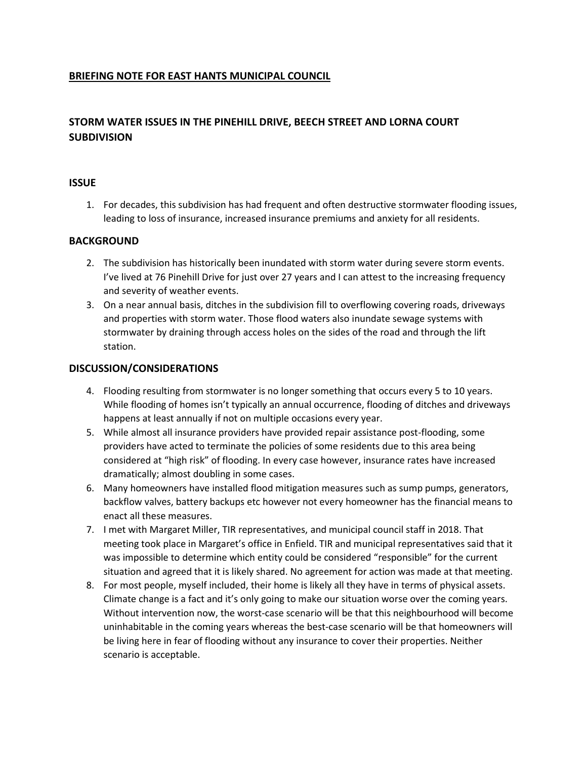## BRIEFING NOTE FOR EAST HANTS MUNICIPAL COUNCIL

## STORM WATER ISSUES IN THE PINEHILL DRIVE, BEECH STREET AND LORNA COURT SUBDIVISION

### ISSUE

1. For decades, this subdivision has had frequent and often destructive stormwater flooding issues, leading to loss of insurance, increased insurance premiums and anxiety for all residents.

### BACKGROUND

2. The subdivision has historically been inundated with storm water during severe storm events. I've lived at 76 Pinehill Drive for just over 27 years and I can attest to the increasing frequency and severity of weather events.
3. On a near annual basis, ditches in the subdivision fill to overflowing covering roads, driveways and properties with storm water. Those flood waters also inundate sewage systems with stormwater by draining through access holes on the sides of the road and through the lift station.

### DISCUSSION/CONSIDERATIONS

4. Flooding resulting from stormwater is no longer something that occurs every 5 to 10 years. While flooding of homes isn't typically an annual occurrence, flooding of ditches and driveways happens at least annually if not on multiple occasions every year.
5. While almost all insurance providers have provided repair assistance post-flooding, some providers have acted to terminate the policies of some residents due to this area being considered at "high risk" of flooding. In every case however, insurance rates have increased dramatically; almost doubling in some cases.
6. Many homeowners have installed flood mitigation measures such as sump pumps, generators, backflow valves, battery backups etc however not every homeowner has the financial means to enact all these measures.
7. I met with Margaret Miller, TIR representatives, and municipal council staff in 2018. That meeting took place in Margaret's office in Enfield. TIR and municipal representatives said that it was impossible to determine which entity could be considered "responsible" for the current situation and agreed that it is likely shared. No agreement for action was made at that meeting.
8. For most people, myself included, their home is likely all they have in terms of physical assets. Climate change is a fact and it's only going to make our situation worse over the coming years. Without intervention now, the worst-case scenario will be that this neighbourhood will become uninhabitable in the coming years whereas the best-case scenario will be that homeowners will be living here in fear of flooding without any insurance to cover their properties. Neither scenario is acceptable.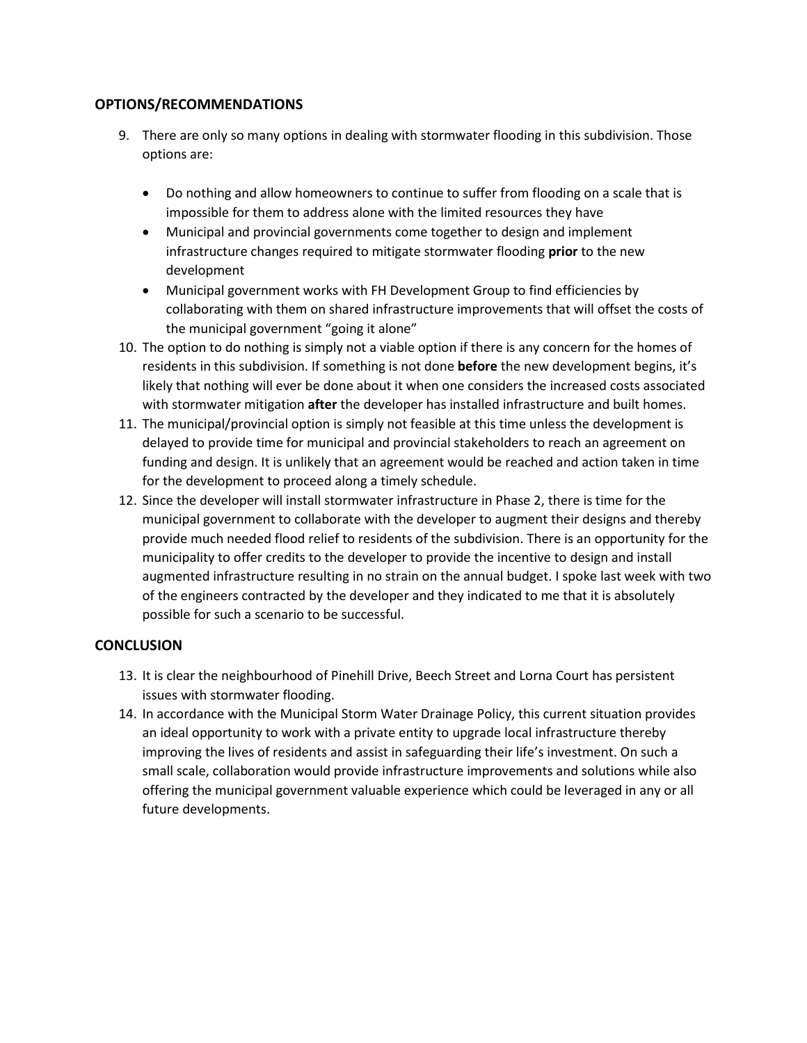## OPTIONS/RECOMMENDATIONS

9. There are only so many options in dealing with stormwater flooding in this subdivision. Those options are:

   - Do nothing and allow homeowners to continue to suffer from flooding on a scale that is impossible for them to address alone with the limited resources they have
   - Municipal and provincial governments come together to design and implement infrastructure changes required to mitigate stormwater flooding **prior** to the new development
   - Municipal government works with FH Development Group to find efficiencies by collaborating with them on shared infrastructure improvements that will offset the costs of the municipal government "going it alone"

10. The option to do nothing is simply not a viable option if there is any concern for the homes of residents in this subdivision. If something is not done **before** the new development begins, it's likely that nothing will ever be done about it when one considers the increased costs associated with stormwater mitigation **after** the developer has installed infrastructure and built homes.
11. The municipal/provincial option is simply not feasible at this time unless the development is delayed to provide time for municipal and provincial stakeholders to reach an agreement on funding and design. It is unlikely that an agreement would be reached and action taken in time for the development to proceed along a timely schedule.
12. Since the developer will install stormwater infrastructure in Phase 2, there is time for the municipal government to collaborate with the developer to augment their designs and thereby provide much needed flood relief to residents of the subdivision. There is an opportunity for the municipality to offer credits to the developer to provide the incentive to design and install augmented infrastructure resulting in no strain on the annual budget. I spoke last week with two of the engineers contracted by the developer and they indicated to me that it is absolutely possible for such a scenario to be successful.

## CONCLUSION

13. It is clear the neighbourhood of Pinehill Drive, Beech Street and Lorna Court has persistent issues with stormwater flooding.
14. In accordance with the Municipal Storm Water Drainage Policy, this current situation provides an ideal opportunity to work with a private entity to upgrade local infrastructure thereby improving the lives of residents and assist in safeguarding their life's investment. On such a small scale, collaboration would provide infrastructure improvements and solutions while also offering the municipal government valuable experience which could be leveraged in any or all future developments.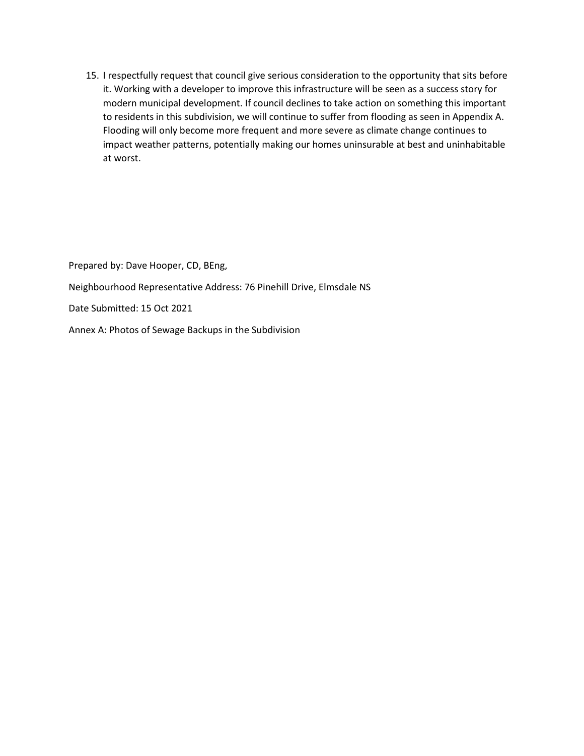15. I respectfully request that council give serious consideration to the opportunity that sits before it. Working with a developer to improve this infrastructure will be seen as a success story for modern municipal development. If council declines to take action on something this important to residents in this subdivision, we will continue to suffer from flooding as seen in Appendix A. Flooding will only become more frequent and more severe as climate change continues to impact weather patterns, potentially making our homes uninsurable at best and uninhabitable at worst.

Prepared by: Dave Hooper, CD, BEng,

Neighbourhood Representative Address: 76 Pinehill Drive, Elmsdale NS

Date Submitted: 15 Oct 2021

Annex A: Photos of Sewage Backups in the Subdivision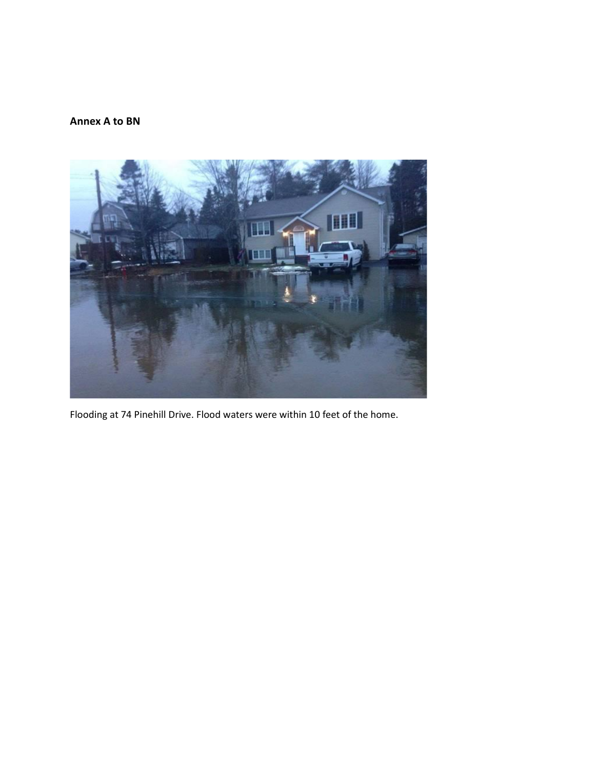**Annex A to BN**

Flooding at 74 Pinehill Drive. Flood waters were within 10 feet of the home.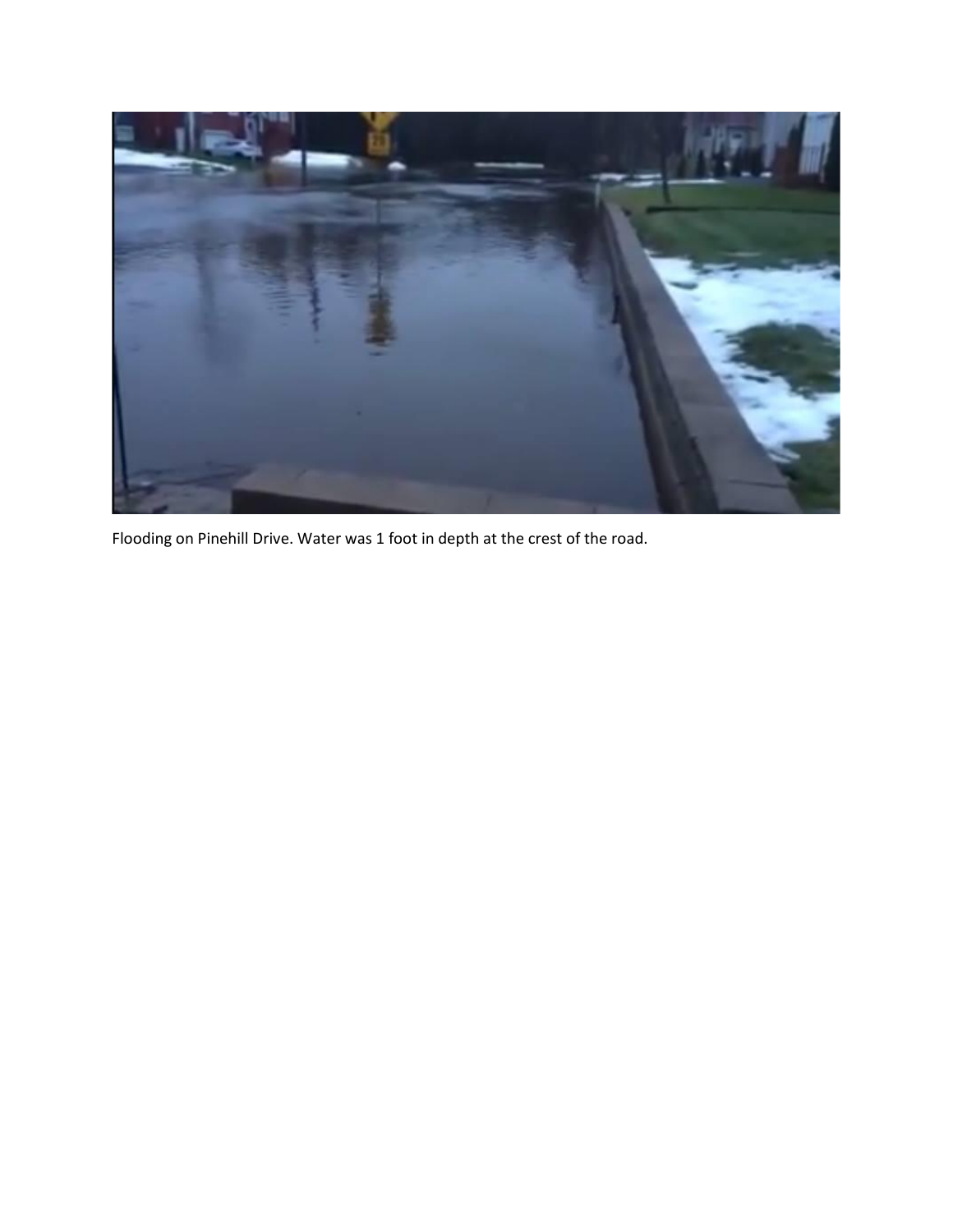Flooding on Pinehill Drive. Water was 1 foot in depth at the crest of the road.